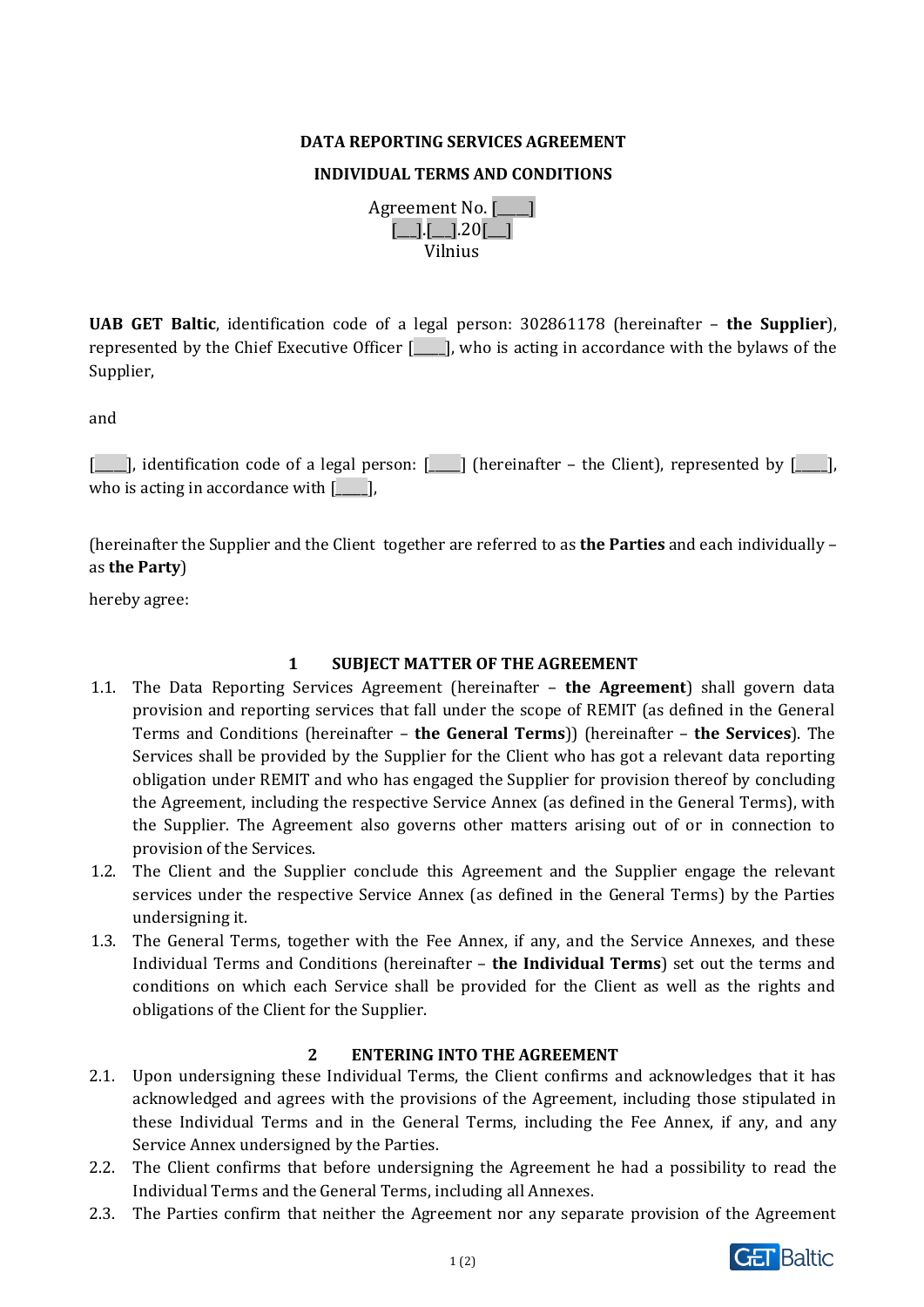**DATA REPORTING SERVICES AGREEMENT**

**INDIVIDUAL TERMS AND CONDITIONS**

Agreement No. [____]
[__].[__].20[__]
Vilnius

**UAB GET Baltic**, identification code of a legal person: 302861178 (hereinafter – **the Supplier**), represented by the Chief Executive Officer [____], who is acting in accordance with the bylaws of the Supplier,

and

[____], identification code of a legal person: [____] (hereinafter – the Client), represented by [____], who is acting in accordance with [____],

(hereinafter the Supplier and the Client together are referred to as **the Parties** and each individually – as **the Party**)

hereby agree:

## 1 SUBJECT MATTER OF THE AGREEMENT

1.1. The Data Reporting Services Agreement (hereinafter – **the Agreement**) shall govern data provision and reporting services that fall under the scope of REMIT (as defined in the General Terms and Conditions (hereinafter – **the General Terms**)) (hereinafter – **the Services**). The Services shall be provided by the Supplier for the Client who has got a relevant data reporting obligation under REMIT and who has engaged the Supplier for provision thereof by concluding the Agreement, including the respective Service Annex (as defined in the General Terms), with the Supplier. The Agreement also governs other matters arising out of or in connection to provision of the Services.

1.2. The Client and the Supplier conclude this Agreement and the Supplier engage the relevant services under the respective Service Annex (as defined in the General Terms) by the Parties undersigning it.

1.3. The General Terms, together with the Fee Annex, if any, and the Service Annexes, and these Individual Terms and Conditions (hereinafter – **the Individual Terms**) set out the terms and conditions on which each Service shall be provided for the Client as well as the rights and obligations of the Client for the Supplier.

## 2 ENTERING INTO THE AGREEMENT

2.1. Upon undersigning these Individual Terms, the Client confirms and acknowledges that it has acknowledged and agrees with the provisions of the Agreement, including those stipulated in these Individual Terms and in the General Terms, including the Fee Annex, if any, and any Service Annex undersigned by the Parties.

2.2. The Client confirms that before undersigning the Agreement he had a possibility to read the Individual Terms and the General Terms, including all Annexes.

2.3. The Parties confirm that neither the Agreement nor any separate provision of the Agreement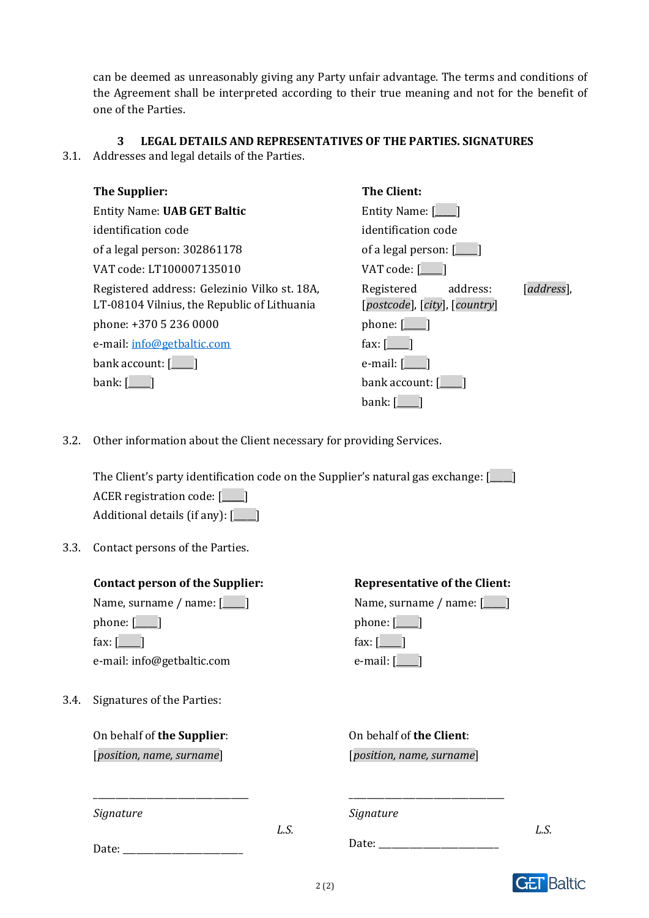can be deemed as unreasonably giving any Party unfair advantage. The terms and conditions of the Agreement shall be interpreted according to their true meaning and not for the benefit of one of the Parties.

## 3 LEGAL DETAILS AND REPRESENTATIVES OF THE PARTIES. SIGNATURES

3.1. Addresses and legal details of the Parties.

**The Supplier:**

Entity Name: **UAB GET Baltic**

identification code of a legal person: 302861178

VAT code: LT100007135010

Registered address: Gelezinio Vilko st. 18A, LT-08104 Vilnius, the Republic of Lithuania

phone: +370 5 236 0000

e-mail: info@getbaltic.com

bank account: [____]

bank: [____]

**The Client:**

Entity Name: [____]

identification code of a legal person: [____]

VAT code: [____]

Registered address: [*address*], [*postcode*], [*city*], [*country*]

phone: [____]

fax: [____]

e-mail: [____]

bank account: [____]

bank: [____]

3.2. Other information about the Client necessary for providing Services.

The Client's party identification code on the Supplier's natural gas exchange: [____]

ACER registration code: [____]

Additional details (if any): [____]

3.3. Contact persons of the Parties.

**Contact person of the Supplier:**

Name, surname / name: [____]

phone: [____]

fax: [____]

e-mail: info@getbaltic.com

**Representative of the Client:**

Name, surname / name: [____]

phone: [____]

fax: [____]

e-mail: [____]

3.4. Signatures of the Parties:

On behalf of **the Supplier**:

[*position, name, surname*]

_______________________________

*Signature*

*L.S.*

Date: ________________________

On behalf of **the Client**:

[*position, name, surname*]

_______________________________

*Signature*

*L.S.*

Date: ________________________